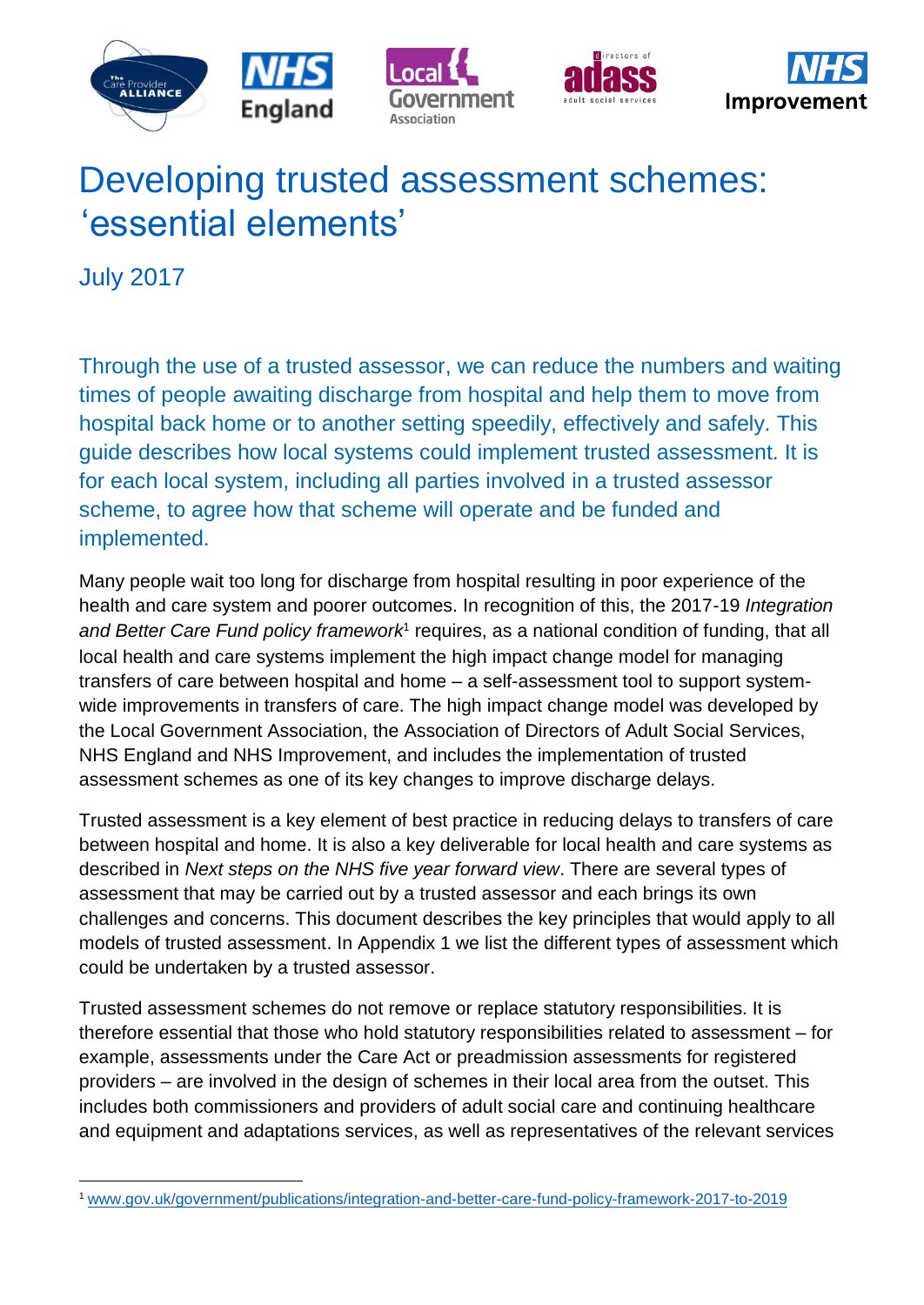# Developing trusted assessment schemes: 'essential elements'

July 2017

Through the use of a trusted assessor, we can reduce the numbers and waiting times of people awaiting discharge from hospital and help them to move from hospital back home or to another setting speedily, effectively and safely. This guide describes how local systems could implement trusted assessment. It is for each local system, including all parties involved in a trusted assessor scheme, to agree how that scheme will operate and be funded and implemented.

Many people wait too long for discharge from hospital resulting in poor experience of the health and care system and poorer outcomes. In recognition of this, the 2017-19 *Integration and Better Care Fund policy framework*[1] requires, as a national condition of funding, that all local health and care systems implement the high impact change model for managing transfers of care between hospital and home – a self-assessment tool to support system-wide improvements in transfers of care. The high impact change model was developed by the Local Government Association, the Association of Directors of Adult Social Services, NHS England and NHS Improvement, and includes the implementation of trusted assessment schemes as one of its key changes to improve discharge delays.

Trusted assessment is a key element of best practice in reducing delays to transfers of care between hospital and home. It is also a key deliverable for local health and care systems as described in *Next steps on the NHS five year forward view*. There are several types of assessment that may be carried out by a trusted assessor and each brings its own challenges and concerns. This document describes the key principles that would apply to all models of trusted assessment. In Appendix 1 we list the different types of assessment which could be undertaken by a trusted assessor.

Trusted assessment schemes do not remove or replace statutory responsibilities. It is therefore essential that those who hold statutory responsibilities related to assessment – for example, assessments under the Care Act or preadmission assessments for registered providers – are involved in the design of schemes in their local area from the outset. This includes both commissioners and providers of adult social care and continuing healthcare and equipment and adaptations services, as well as representatives of the relevant services

[1] www.gov.uk/government/publications/integration-and-better-care-fund-policy-framework-2017-to-2019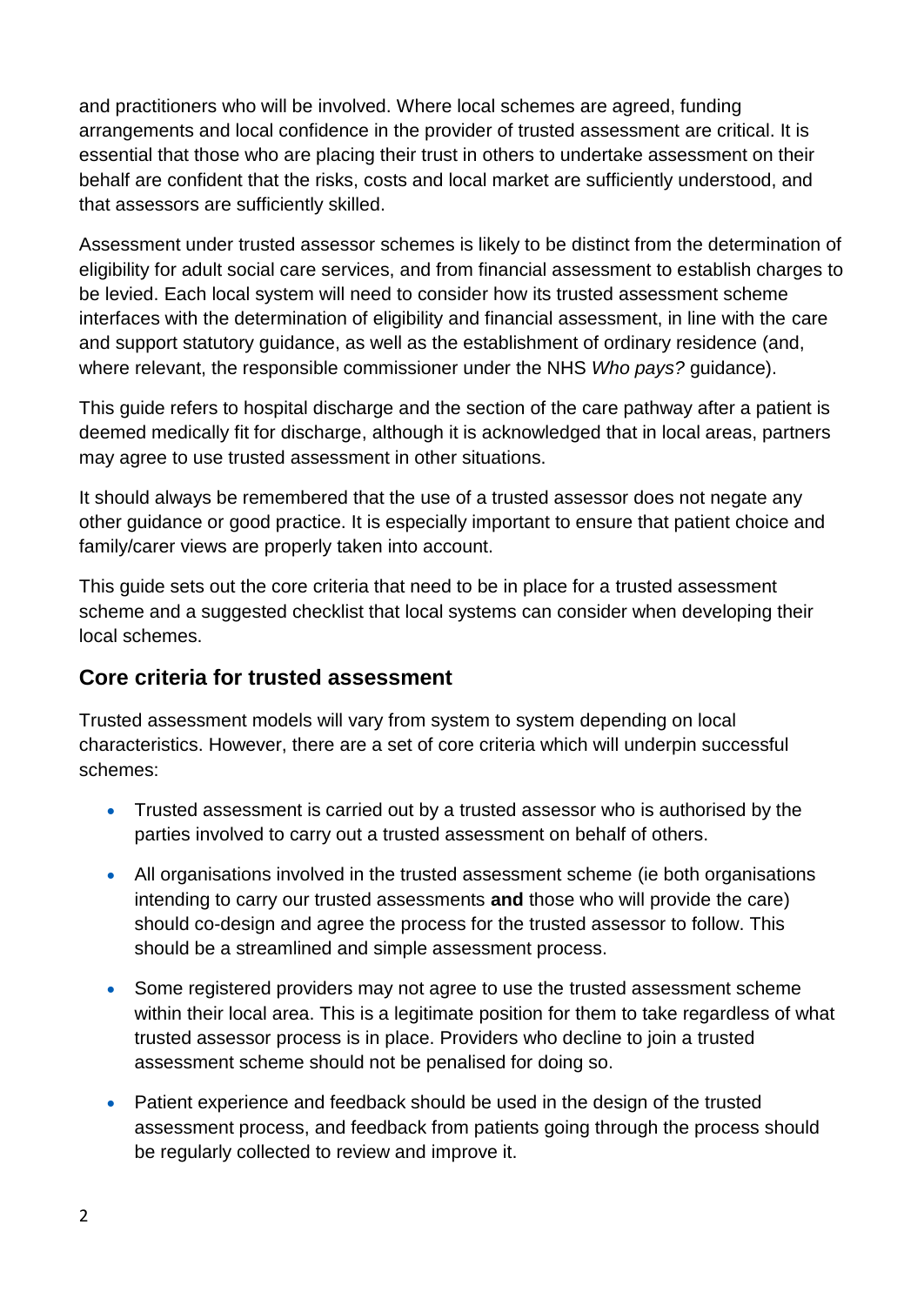and practitioners who will be involved. Where local schemes are agreed, funding arrangements and local confidence in the provider of trusted assessment are critical. It is essential that those who are placing their trust in others to undertake assessment on their behalf are confident that the risks, costs and local market are sufficiently understood, and that assessors are sufficiently skilled.

Assessment under trusted assessor schemes is likely to be distinct from the determination of eligibility for adult social care services, and from financial assessment to establish charges to be levied. Each local system will need to consider how its trusted assessment scheme interfaces with the determination of eligibility and financial assessment, in line with the care and support statutory guidance, as well as the establishment of ordinary residence (and, where relevant, the responsible commissioner under the NHS *Who pays?* guidance).

This guide refers to hospital discharge and the section of the care pathway after a patient is deemed medically fit for discharge, although it is acknowledged that in local areas, partners may agree to use trusted assessment in other situations.

It should always be remembered that the use of a trusted assessor does not negate any other guidance or good practice. It is especially important to ensure that patient choice and family/carer views are properly taken into account.

This guide sets out the core criteria that need to be in place for a trusted assessment scheme and a suggested checklist that local systems can consider when developing their local schemes.

## Core criteria for trusted assessment

Trusted assessment models will vary from system to system depending on local characteristics. However, there are a set of core criteria which will underpin successful schemes:

- Trusted assessment is carried out by a trusted assessor who is authorised by the parties involved to carry out a trusted assessment on behalf of others.
- All organisations involved in the trusted assessment scheme (ie both organisations intending to carry our trusted assessments **and** those who will provide the care) should co-design and agree the process for the trusted assessor to follow. This should be a streamlined and simple assessment process.
- Some registered providers may not agree to use the trusted assessment scheme within their local area. This is a legitimate position for them to take regardless of what trusted assessor process is in place. Providers who decline to join a trusted assessment scheme should not be penalised for doing so.
- Patient experience and feedback should be used in the design of the trusted assessment process, and feedback from patients going through the process should be regularly collected to review and improve it.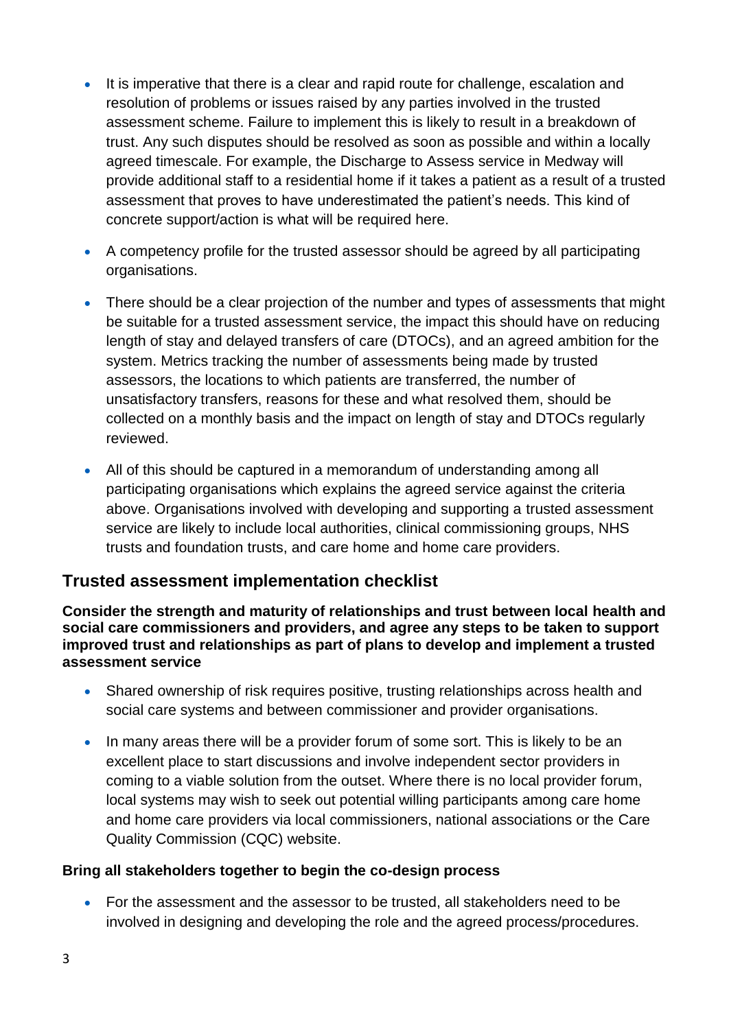- It is imperative that there is a clear and rapid route for challenge, escalation and resolution of problems or issues raised by any parties involved in the trusted assessment scheme. Failure to implement this is likely to result in a breakdown of trust. Any such disputes should be resolved as soon as possible and within a locally agreed timescale. For example, the Discharge to Assess service in Medway will provide additional staff to a residential home if it takes a patient as a result of a trusted assessment that proves to have underestimated the patient's needs. This kind of concrete support/action is what will be required here.
- A competency profile for the trusted assessor should be agreed by all participating organisations.
- There should be a clear projection of the number and types of assessments that might be suitable for a trusted assessment service, the impact this should have on reducing length of stay and delayed transfers of care (DTOCs), and an agreed ambition for the system. Metrics tracking the number of assessments being made by trusted assessors, the locations to which patients are transferred, the number of unsatisfactory transfers, reasons for these and what resolved them, should be collected on a monthly basis and the impact on length of stay and DTOCs regularly reviewed.
- All of this should be captured in a memorandum of understanding among all participating organisations which explains the agreed service against the criteria above. Organisations involved with developing and supporting a trusted assessment service are likely to include local authorities, clinical commissioning groups, NHS trusts and foundation trusts, and care home and home care providers.

## Trusted assessment implementation checklist

**Consider the strength and maturity of relationships and trust between local health and social care commissioners and providers, and agree any steps to be taken to support improved trust and relationships as part of plans to develop and implement a trusted assessment service**

- Shared ownership of risk requires positive, trusting relationships across health and social care systems and between commissioner and provider organisations.
- In many areas there will be a provider forum of some sort. This is likely to be an excellent place to start discussions and involve independent sector providers in coming to a viable solution from the outset. Where there is no local provider forum, local systems may wish to seek out potential willing participants among care home and home care providers via local commissioners, national associations or the Care Quality Commission (CQC) website.

**Bring all stakeholders together to begin the co-design process**

- For the assessment and the assessor to be trusted, all stakeholders need to be involved in designing and developing the role and the agreed process/procedures.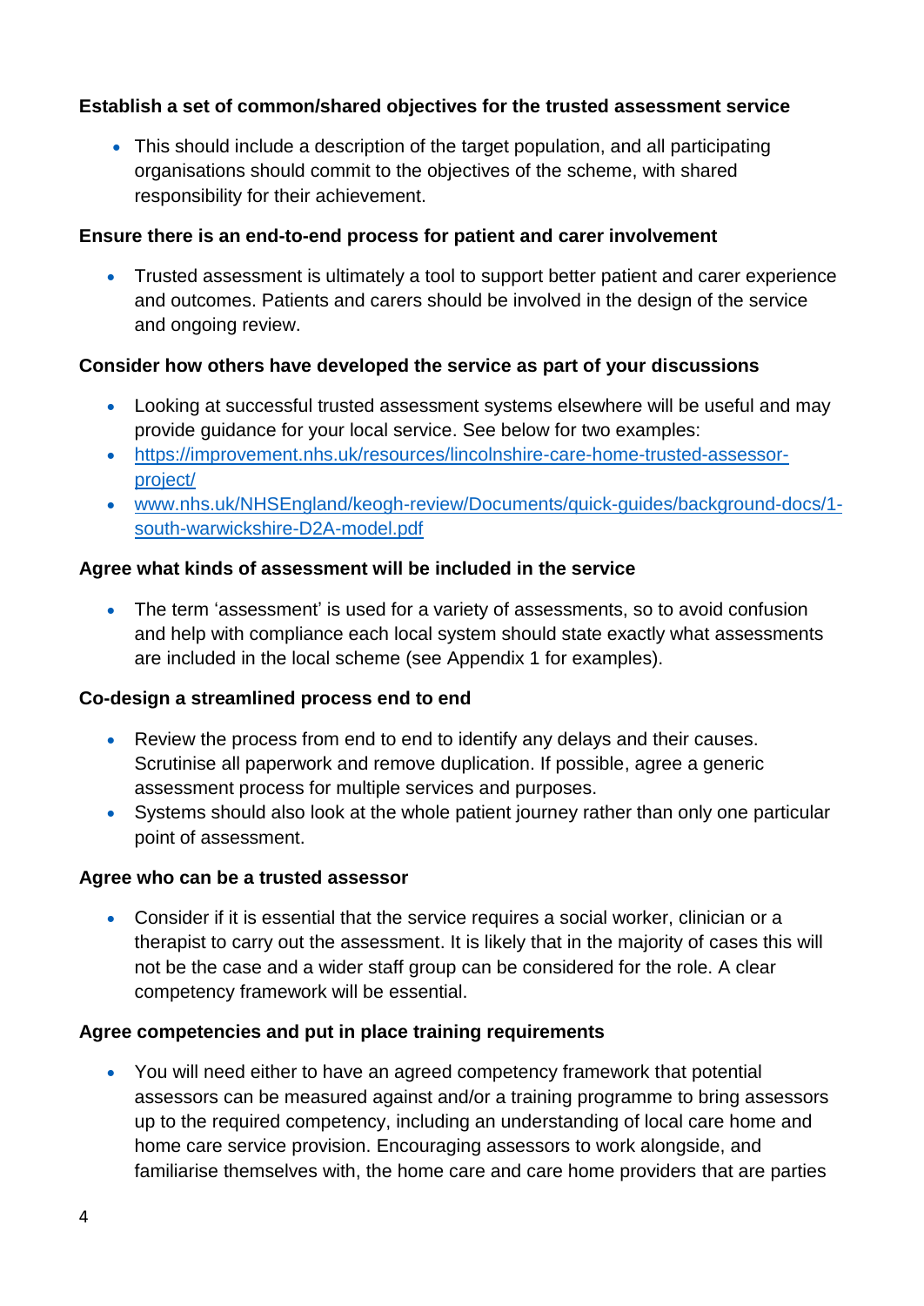**Establish a set of common/shared objectives for the trusted assessment service**

- This should include a description of the target population, and all participating organisations should commit to the objectives of the scheme, with shared responsibility for their achievement.

**Ensure there is an end-to-end process for patient and carer involvement**

- Trusted assessment is ultimately a tool to support better patient and carer experience and outcomes. Patients and carers should be involved in the design of the service and ongoing review.

**Consider how others have developed the service as part of your discussions**

- Looking at successful trusted assessment systems elsewhere will be useful and may provide guidance for your local service. See below for two examples:
- https://improvement.nhs.uk/resources/lincolnshire-care-home-trusted-assessor-project/
- www.nhs.uk/NHSEngland/keogh-review/Documents/quick-guides/background-docs/1-south-warwickshire-D2A-model.pdf

**Agree what kinds of assessment will be included in the service**

- The term 'assessment' is used for a variety of assessments, so to avoid confusion and help with compliance each local system should state exactly what assessments are included in the local scheme (see Appendix 1 for examples).

**Co-design a streamlined process end to end**

- Review the process from end to end to identify any delays and their causes. Scrutinise all paperwork and remove duplication. If possible, agree a generic assessment process for multiple services and purposes.
- Systems should also look at the whole patient journey rather than only one particular point of assessment.

**Agree who can be a trusted assessor**

- Consider if it is essential that the service requires a social worker, clinician or a therapist to carry out the assessment. It is likely that in the majority of cases this will not be the case and a wider staff group can be considered for the role. A clear competency framework will be essential.

**Agree competencies and put in place training requirements**

- You will need either to have an agreed competency framework that potential assessors can be measured against and/or a training programme to bring assessors up to the required competency, including an understanding of local care home and home care service provision. Encouraging assessors to work alongside, and familiarise themselves with, the home care and care home providers that are parties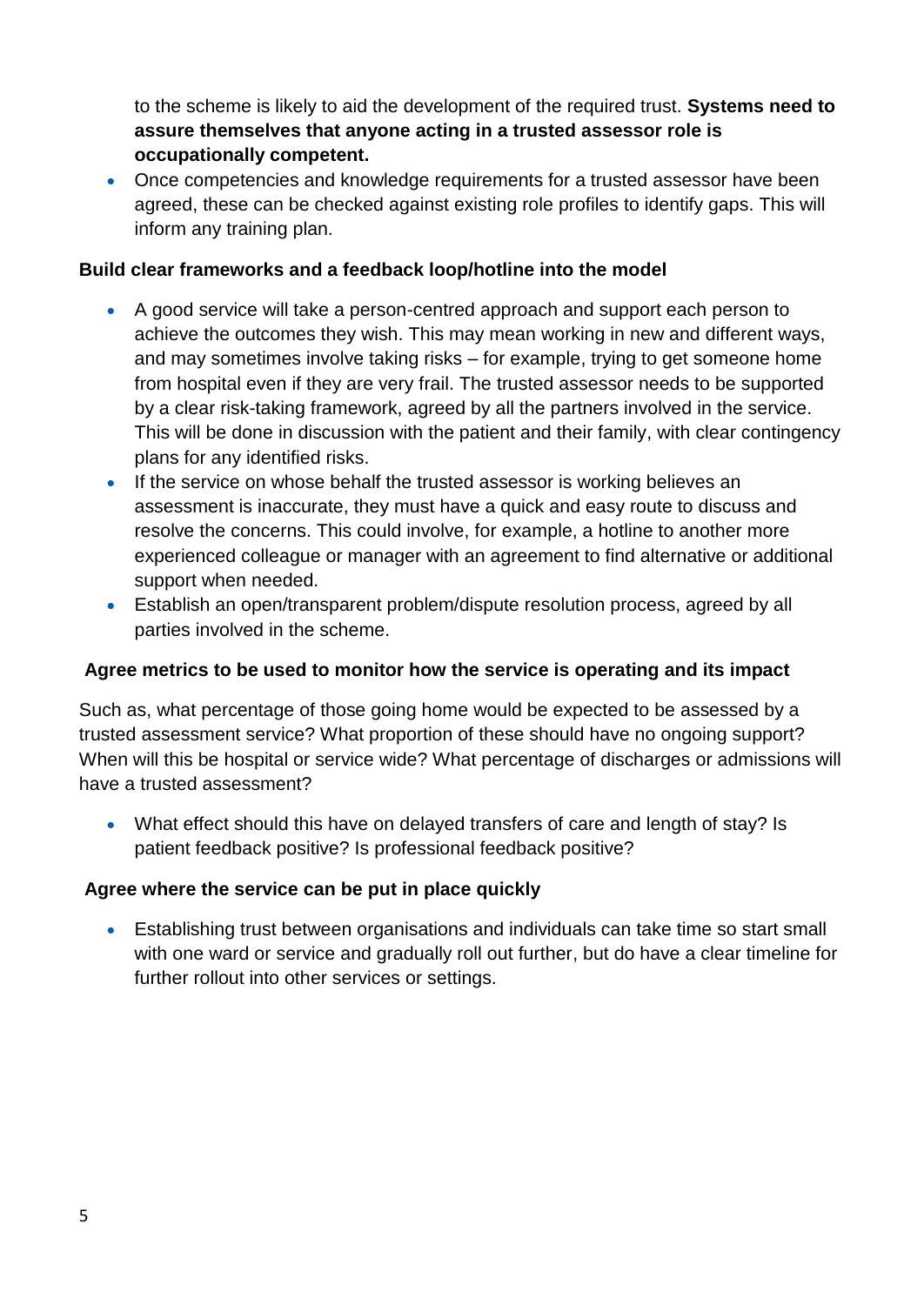to the scheme is likely to aid the development of the required trust. **Systems need to assure themselves that anyone acting in a trusted assessor role is occupationally competent.**

- Once competencies and knowledge requirements for a trusted assessor have been agreed, these can be checked against existing role profiles to identify gaps. This will inform any training plan.

**Build clear frameworks and a feedback loop/hotline into the model**

- A good service will take a person-centred approach and support each person to achieve the outcomes they wish. This may mean working in new and different ways, and may sometimes involve taking risks – for example, trying to get someone home from hospital even if they are very frail. The trusted assessor needs to be supported by a clear risk-taking framework, agreed by all the partners involved in the service. This will be done in discussion with the patient and their family, with clear contingency plans for any identified risks.
- If the service on whose behalf the trusted assessor is working believes an assessment is inaccurate, they must have a quick and easy route to discuss and resolve the concerns. This could involve, for example, a hotline to another more experienced colleague or manager with an agreement to find alternative or additional support when needed.
- Establish an open/transparent problem/dispute resolution process, agreed by all parties involved in the scheme.

**Agree metrics to be used to monitor how the service is operating and its impact**

Such as, what percentage of those going home would be expected to be assessed by a trusted assessment service? What proportion of these should have no ongoing support? When will this be hospital or service wide? What percentage of discharges or admissions will have a trusted assessment?

- What effect should this have on delayed transfers of care and length of stay? Is patient feedback positive? Is professional feedback positive?

**Agree where the service can be put in place quickly**

- Establishing trust between organisations and individuals can take time so start small with one ward or service and gradually roll out further, but do have a clear timeline for further rollout into other services or settings.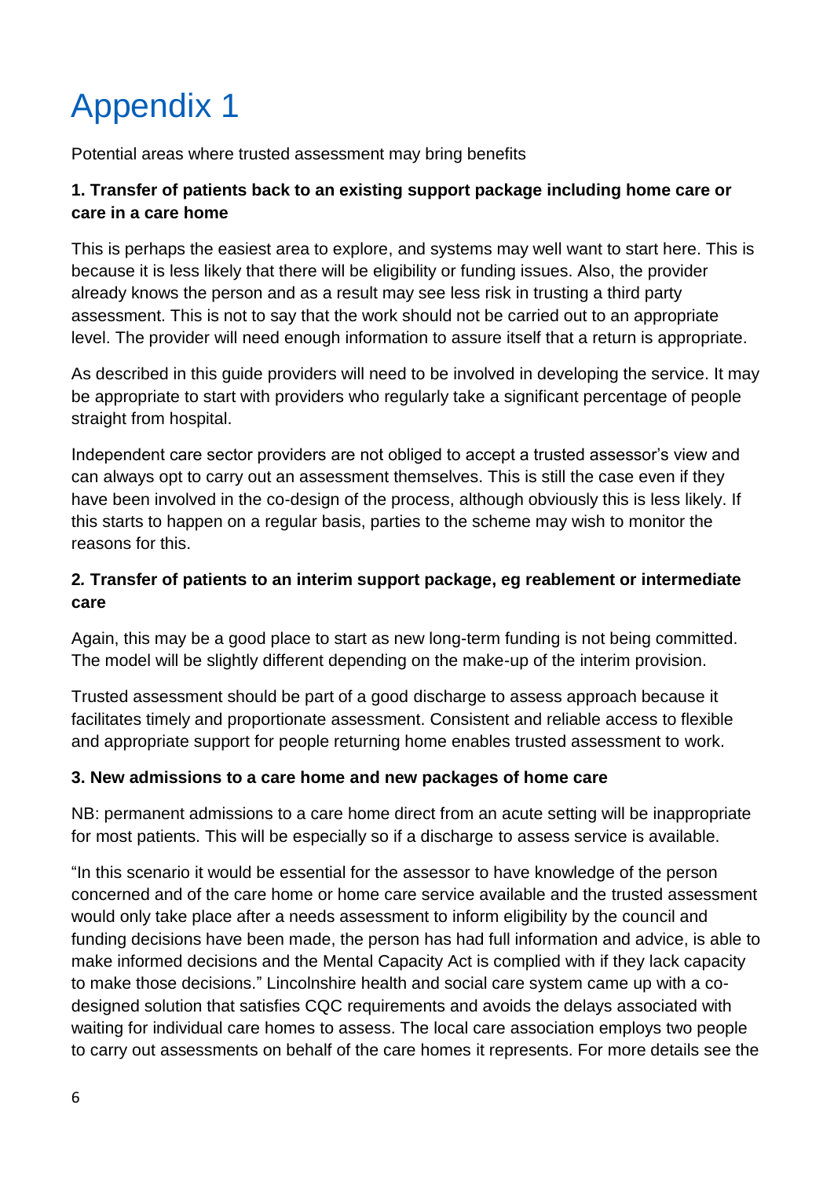# Appendix 1

Potential areas where trusted assessment may bring benefits

**1. Transfer of patients back to an existing support package including home care or care in a care home**

This is perhaps the easiest area to explore, and systems may well want to start here. This is because it is less likely that there will be eligibility or funding issues. Also, the provider already knows the person and as a result may see less risk in trusting a third party assessment. This is not to say that the work should not be carried out to an appropriate level. The provider will need enough information to assure itself that a return is appropriate.

As described in this guide providers will need to be involved in developing the service. It may be appropriate to start with providers who regularly take a significant percentage of people straight from hospital.

Independent care sector providers are not obliged to accept a trusted assessor's view and can always opt to carry out an assessment themselves. This is still the case even if they have been involved in the co-design of the process, although obviously this is less likely. If this starts to happen on a regular basis, parties to the scheme may wish to monitor the reasons for this.

**2. Transfer of patients to an interim support package, eg reablement or intermediate care**

Again, this may be a good place to start as new long-term funding is not being committed. The model will be slightly different depending on the make-up of the interim provision.

Trusted assessment should be part of a good discharge to assess approach because it facilitates timely and proportionate assessment. Consistent and reliable access to flexible and appropriate support for people returning home enables trusted assessment to work.

**3. New admissions to a care home and new packages of home care**

NB: permanent admissions to a care home direct from an acute setting will be inappropriate for most patients. This will be especially so if a discharge to assess service is available.

"In this scenario it would be essential for the assessor to have knowledge of the person concerned and of the care home or home care service available and the trusted assessment would only take place after a needs assessment to inform eligibility by the council and funding decisions have been made, the person has had full information and advice, is able to make informed decisions and the Mental Capacity Act is complied with if they lack capacity to make those decisions." Lincolnshire health and social care system came up with a co-designed solution that satisfies CQC requirements and avoids the delays associated with waiting for individual care homes to assess. The local care association employs two people to carry out assessments on behalf of the care homes it represents. For more details see the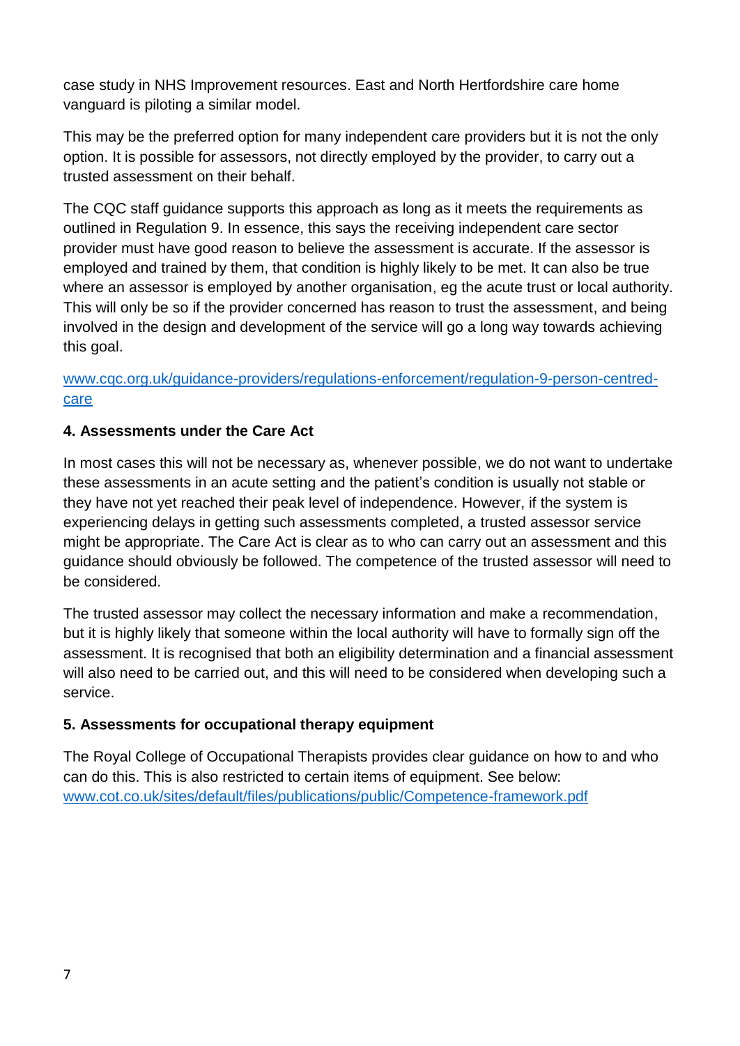case study in NHS Improvement resources. East and North Hertfordshire care home vanguard is piloting a similar model.

This may be the preferred option for many independent care providers but it is not the only option. It is possible for assessors, not directly employed by the provider, to carry out a trusted assessment on their behalf.

The CQC staff guidance supports this approach as long as it meets the requirements as outlined in Regulation 9. In essence, this says the receiving independent care sector provider must have good reason to believe the assessment is accurate. If the assessor is employed and trained by them, that condition is highly likely to be met. It can also be true where an assessor is employed by another organisation, eg the acute trust or local authority. This will only be so if the provider concerned has reason to trust the assessment, and being involved in the design and development of the service will go a long way towards achieving this goal.

[www.cqc.org.uk/guidance-providers/regulations-enforcement/regulation-9-person-centred-care](http://www.cqc.org.uk/guidance-providers/regulations-enforcement/regulation-9-person-centred-care)

### 4. Assessments under the Care Act

In most cases this will not be necessary as, whenever possible, we do not want to undertake these assessments in an acute setting and the patient's condition is usually not stable or they have not yet reached their peak level of independence. However, if the system is experiencing delays in getting such assessments completed, a trusted assessor service might be appropriate. The Care Act is clear as to who can carry out an assessment and this guidance should obviously be followed. The competence of the trusted assessor will need to be considered.

The trusted assessor may collect the necessary information and make a recommendation, but it is highly likely that someone within the local authority will have to formally sign off the assessment. It is recognised that both an eligibility determination and a financial assessment will also need to be carried out, and this will need to be considered when developing such a service.

### 5. Assessments for occupational therapy equipment

The Royal College of Occupational Therapists provides clear guidance on how to and who can do this. This is also restricted to certain items of equipment. See below: [www.cot.co.uk/sites/default/files/publications/public/Competence-framework.pdf](http://www.cot.co.uk/sites/default/files/publications/public/Competence-framework.pdf)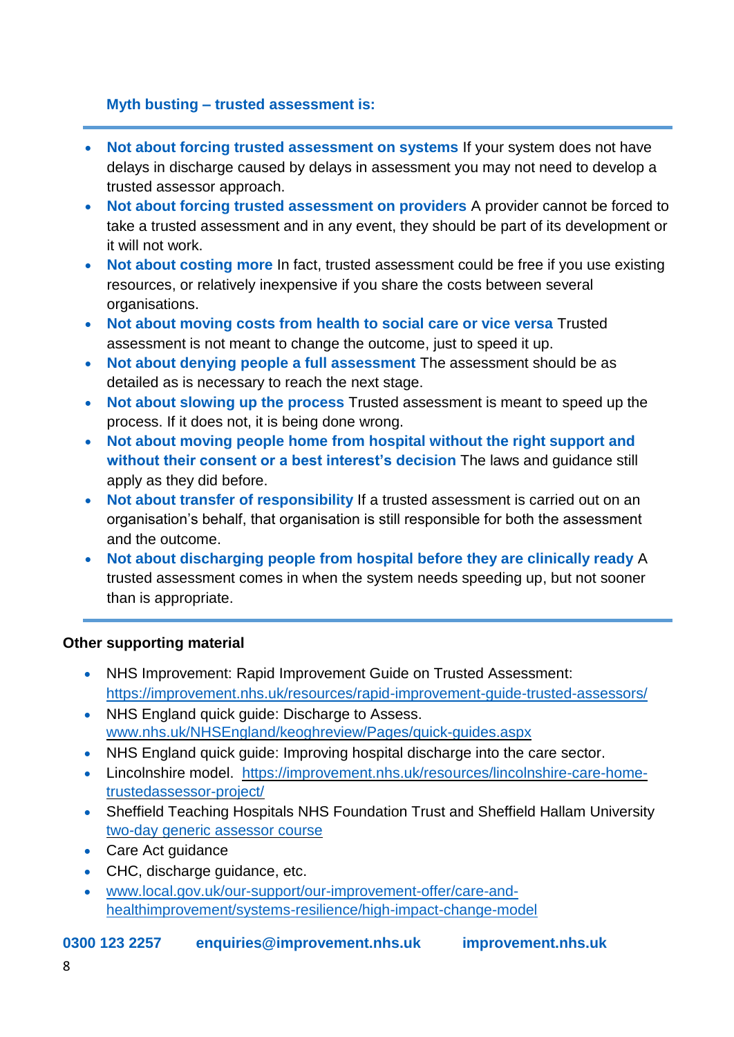**Myth busting – trusted assessment is:**

- **Not about forcing trusted assessment on systems** If your system does not have delays in discharge caused by delays in assessment you may not need to develop a trusted assessor approach.
- **Not about forcing trusted assessment on providers** A provider cannot be forced to take a trusted assessment and in any event, they should be part of its development or it will not work.
- **Not about costing more** In fact, trusted assessment could be free if you use existing resources, or relatively inexpensive if you share the costs between several organisations.
- **Not about moving costs from health to social care or vice versa** Trusted assessment is not meant to change the outcome, just to speed it up.
- **Not about denying people a full assessment** The assessment should be as detailed as is necessary to reach the next stage.
- **Not about slowing up the process** Trusted assessment is meant to speed up the process. If it does not, it is being done wrong.
- **Not about moving people home from hospital without the right support and without their consent or a best interest's decision** The laws and guidance still apply as they did before.
- **Not about transfer of responsibility** If a trusted assessment is carried out on an organisation's behalf, that organisation is still responsible for both the assessment and the outcome.
- **Not about discharging people from hospital before they are clinically ready** A trusted assessment comes in when the system needs speeding up, but not sooner than is appropriate.

**Other supporting material**

- NHS Improvement: Rapid Improvement Guide on Trusted Assessment: https://improvement.nhs.uk/resources/rapid-improvement-guide-trusted-assessors/
- NHS England quick guide: Discharge to Assess. www.nhs.uk/NHSEngland/keoghreview/Pages/quick-guides.aspx
- NHS England quick guide: Improving hospital discharge into the care sector.
- Lincolnshire model. https://improvement.nhs.uk/resources/lincolnshire-care-home-trustedassessor-project/
- Sheffield Teaching Hospitals NHS Foundation Trust and Sheffield Hallam University two-day generic assessor course
- Care Act guidance
- CHC, discharge guidance, etc.
- www.local.gov.uk/our-support/our-improvement-offer/care-and-healthimprovement/systems-resilience/high-impact-change-model

**0300 123 2257 enquiries@improvement.nhs.uk improvement.nhs.uk**